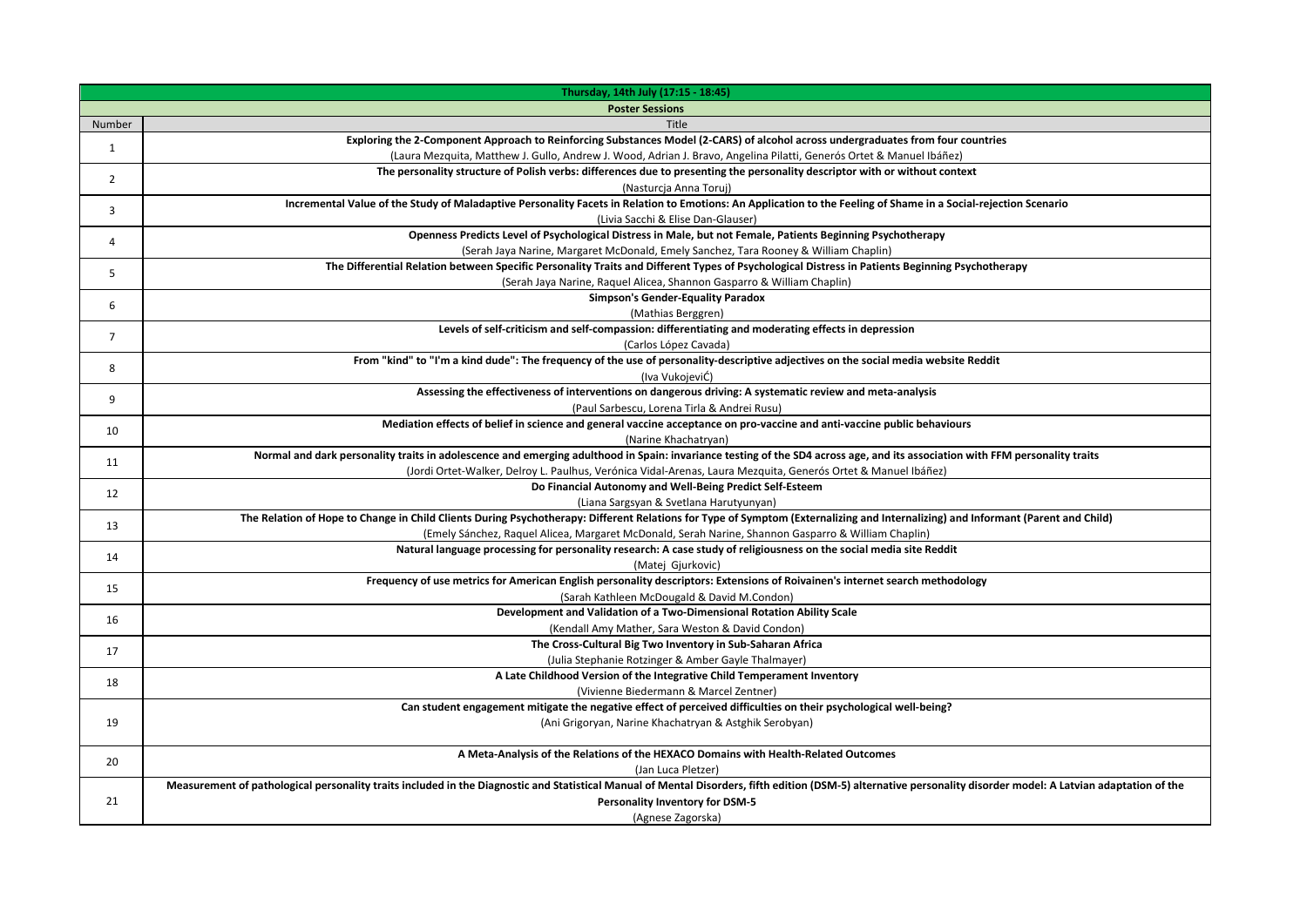| Thursday, 14th July (17:15 - 18:45) | |
|---|---|
| **Poster Sessions** | |
| Number | Title |
| 1 | **Exploring the 2-Component Approach to Reinforcing Substances Model (2-CARS) of alcohol across undergraduates from four countries**<br>(Laura Mezquita, Matthew J. Gullo, Andrew J. Wood, Adrian J. Bravo, Angelina Pilatti, Generós Ortet & Manuel Ibáñez) |
| 2 | **The personality structure of Polish verbs: differences due to presenting the personality descriptor with or without context**<br>(Nasturcja Anna Toruj) |
| 3 | **Incremental Value of the Study of Maladaptive Personality Facets in Relation to Emotions: An Application to the Feeling of Shame in a Social-rejection Scenario**<br>(Livia Sacchi & Elise Dan-Glauser) |
| 4 | **Openness Predicts Level of Psychological Distress in Male, but not Female, Patients Beginning Psychotherapy**<br>(Serah Jaya Narine, Margaret McDonald, Emely Sanchez, Tara Rooney & William Chaplin) |
| 5 | **The Differential Relation between Specific Personality Traits and Different Types of Psychological Distress in Patients Beginning Psychotherapy**<br>(Serah Jaya Narine, Raquel Alicea, Shannon Gasparro & William Chaplin) |
| 6 | **Simpson's Gender-Equality Paradox**<br>(Mathias Berggren) |
| 7 | **Levels of self-criticism and self-compassion: differentiating and moderating effects in depression**<br>(Carlos López Cavada) |
| 8 | **From "kind" to "I'm a kind dude": The frequency of the use of personality-descriptive adjectives on the social media website Reddit**<br>(Iva VukojeviĆ) |
| 9 | **Assessing the effectiveness of interventions on dangerous driving: A systematic review and meta-analysis**<br>(Paul Sarbescu, Lorena Tirla & Andrei Rusu) |
| 10 | **Mediation effects of belief in science and general vaccine acceptance on pro-vaccine and anti-vaccine public behaviours**<br>(Narine Khachatryan) |
| 11 | **Normal and dark personality traits in adolescence and emerging adulthood in Spain: invariance testing of the SD4 across age, and its association with FFM personality traits**<br>(Jordi Ortet-Walker, Delroy L. Paulhus, Verónica Vidal-Arenas, Laura Mezquita, Generós Ortet & Manuel Ibáñez) |
| 12 | **Do Financial Autonomy and Well-Being Predict Self-Esteem**<br>(Liana Sargsyan & Svetlana Harutyunyan) |
| 13 | **The Relation of Hope to Change in Child Clients During Psychotherapy: Different Relations for Type of Symptom (Externalizing and Internalizing) and Informant (Parent and Child)**<br>(Emely Sánchez, Raquel Alicea, Margaret McDonald, Serah Narine, Shannon Gasparro & William Chaplin) |
| 14 | **Natural language processing for personality research: A case study of religiousness on the social media site Reddit**<br>(Matej Gjurkovic) |
| 15 | **Frequency of use metrics for American English personality descriptors: Extensions of Roivainen's internet search methodology**<br>(Sarah Kathleen McDougald & David M.Condon) |
| 16 | **Development and Validation of a Two-Dimensional Rotation Ability Scale**<br>(Kendall Amy Mather, Sara Weston & David Condon) |
| 17 | **The Cross-Cultural Big Two Inventory in Sub-Saharan Africa**<br>(Julia Stephanie Rotzinger & Amber Gayle Thalmayer) |
| 18 | **A Late Childhood Version of the Integrative Child Temperament Inventory**<br>(Vivienne Biedermann & Marcel Zentner) |
| 19 | **Can student engagement mitigate the negative effect of perceived difficulties on their psychological well-being?**<br>(Ani Grigoryan, Narine Khachatryan & Astghik Serobyan) |
| 20 | **A Meta-Analysis of the Relations of the HEXACO Domains with Health-Related Outcomes**<br>(Jan Luca Pletzer) |
| 21 | **Measurement of pathological personality traits included in the Diagnostic and Statistical Manual of Mental Disorders, fifth edition (DSM-5) alternative personality disorder model: A Latvian adaptation of the Personality Inventory for DSM-5**<br>(Agnese Zagorska) |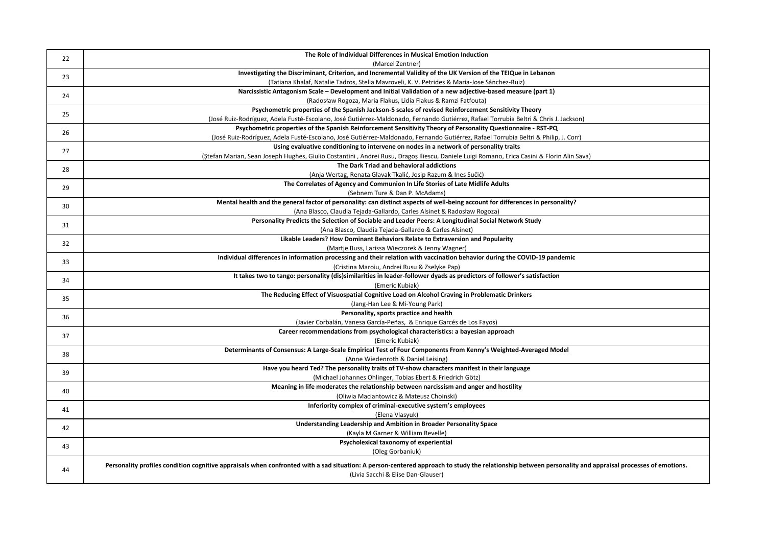| | |
|---|---|
| 22 | **The Role of Individual Differences in Musical Emotion Induction**<br>(Marcel Zentner) |
| 23 | **Investigating the Discriminant, Criterion, and Incremental Validity of the UK Version of the TEIQue in Lebanon**<br>(Tatiana Khalaf, Natalie Tadros, Stella Mavroveli, K. V. Petrides & Maria-Jose Sánchez-Ruiz) |
| 24 | **Narcissistic Antagonism Scale – Development and Initial Validation of a new adjective-based measure (part 1)**<br>(Radosław Rogoza, Maria Flakus, Lidia Flakus & Ramzi Fatfouta) |
| 25 | **Psychometric properties of the Spanish Jackson-5 scales of revised Reinforcement Sensitivity Theory**<br>(José Ruiz-Rodríguez, Adela Fusté-Escolano, José Gutiérrez-Maldonado, Fernando Gutiérrez, Rafael Torrubia Beltri & Chris J. Jackson) |
| 26 | **Psychometric properties of the Spanish Reinforcement Sensitivity Theory of Personality Questionnaire - RST-PQ**<br>(José Ruiz-Rodríguez, Adela Fusté-Escolano, José Gutiérrez-Maldonado, Fernando Gutiérrez, Rafael Torrubia Beltri & Philip, J. Corr) |
| 27 | **Using evaluative conditioning to intervene on nodes in a network of personality traits**<br>(Ștefan Marian, Sean Joseph Hughes, Giulio Costantini , Andrei Rusu, Dragoș Iliescu, Daniele Luigi Romano, Erica Casini & Florin Alin Sava) |
| 28 | **The Dark Triad and behavioral addictions**<br>(Anja Wertag, Renata Glavak Tkalić, Josip Razum & Ines Sučić) |
| 29 | **The Correlates of Agency and Communion In Life Stories of Late Midlife Adults**<br>(Sebnem Ture & Dan P. McAdams) |
| 30 | **Mental health and the general factor of personality: can distinct aspects of well-being account for differences in personality?**<br>(Ana Blasco, Claudia Tejada-Gallardo, Carles Alsinet & Radosław Rogoza) |
| 31 | **Personality Predicts the Selection of Sociable and Leader Peers: A Longitudinal Social Network Study**<br>(Ana Blasco, Claudia Tejada-Gallardo & Carles Alsinet) |
| 32 | **Likable Leaders? How Dominant Behaviors Relate to Extraversion and Popularity**<br>(Martje Buss, Larissa Wieczorek & Jenny Wagner) |
| 33 | **Individual differences in information processing and their relation with vaccination behavior during the COVID-19 pandemic**<br>(Cristina Maroiu, Andrei Rusu & Zselyke Pap) |
| 34 | **It takes two to tango: personality (dis)similarities in leader-follower dyads as predictors of follower's satisfaction**<br>(Emeric Kubiak) |
| 35 | **The Reducing Effect of Visuospatial Cognitive Load on Alcohol Craving in Problematic Drinkers**<br>(Jang-Han Lee & Mi-Young Park) |
| 36 | **Personality, sports practice and health**<br>(Javier Corbalán, Vanesa García-Peñas, & Enrique Garcés de Los Fayos) |
| 37 | **Career recommendations from psychological characteristics: a bayesian approach**<br>(Emeric Kubiak) |
| 38 | **Determinants of Consensus: A Large-Scale Empirical Test of Four Components From Kenny's Weighted-Averaged Model**<br>(Anne Wiedenroth & Daniel Leising) |
| 39 | **Have you heard Ted? The personality traits of TV-show characters manifest in their language**<br>(Michael Johannes Ohlinger, Tobias Ebert & Friedrich Götz) |
| 40 | **Meaning in life moderates the relationship between narcissism and anger and hostility**<br>(Oliwia Maciantowicz & Mateusz Choinski) |
| 41 | **Inferiority complex of criminal-executive system's employees**<br>(Elena Vlasyuk) |
| 42 | **Understanding Leadership and Ambition in Broader Personality Space**<br>(Kayla M Garner & William Revelle) |
| 43 | **Psycholexical taxonomy of experiential**<br>(Oleg Gorbaniuk) |
| 44 | **Personality profiles condition cognitive appraisals when confronted with a sad situation: A person-centered approach to study the relationship between personality and appraisal processes of emotions.**<br>(Livia Sacchi & Elise Dan-Glauser) |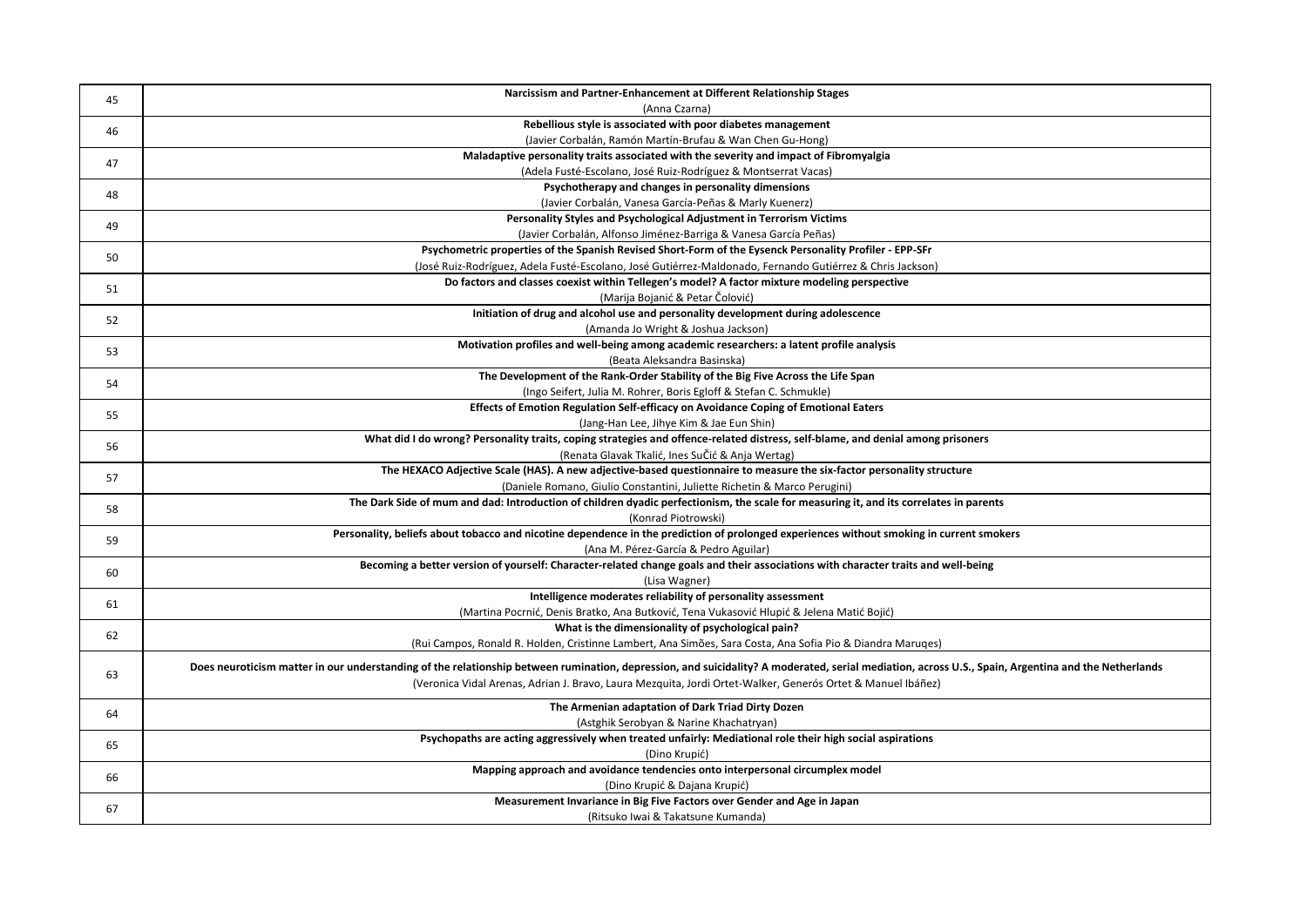| | |
|---|---|
| 45 | **Narcissism and Partner-Enhancement at Different Relationship Stages**<br>(Anna Czarna) |
| 46 | **Rebellious style is associated with poor diabetes management**<br>(Javier Corbalán, Ramón Martín-Brufau & Wan Chen Gu-Hong) |
| 47 | **Maladaptive personality traits associated with the severity and impact of Fibromyalgia**<br>(Adela Fusté-Escolano, José Ruiz-Rodríguez & Montserrat Vacas) |
| 48 | **Psychotherapy and changes in personality dimensions**<br>(Javier Corbalán, Vanesa García-Peñas & Marly Kuenerz) |
| 49 | **Personality Styles and Psychological Adjustment in Terrorism Victims**<br>(Javier Corbalán, Alfonso Jiménez-Barriga & Vanesa García Peñas) |
| 50 | **Psychometric properties of the Spanish Revised Short-Form of the Eysenck Personality Profiler - EPP-SFr**<br>(José Ruiz-Rodríguez, Adela Fusté-Escolano, José Gutiérrez-Maldonado, Fernando Gutiérrez & Chris Jackson) |
| 51 | **Do factors and classes coexist within Tellegen's model? A factor mixture modeling perspective**<br>(Marija Bojanić & Petar Čolović) |
| 52 | **Initiation of drug and alcohol use and personality development during adolescence**<br>(Amanda Jo Wright & Joshua Jackson) |
| 53 | **Motivation profiles and well-being among academic researchers: a latent profile analysis**<br>(Beata Aleksandra Basinska) |
| 54 | **The Development of the Rank-Order Stability of the Big Five Across the Life Span**<br>(Ingo Seifert, Julia M. Rohrer, Boris Egloff & Stefan C. Schmukle) |
| 55 | **Effects of Emotion Regulation Self-efficacy on Avoidance Coping of Emotional Eaters**<br>(Jang-Han Lee, Jihye Kim & Jae Eun Shin) |
| 56 | **What did I do wrong? Personality traits, coping strategies and offence-related distress, self-blame, and denial among prisoners**<br>(Renata Glavak Tkalić, Ines SuČić & Anja Wertag) |
| 57 | **The HEXACO Adjective Scale (HAS). A new adjective-based questionnaire to measure the six-factor personality structure**<br>(Daniele Romano, Giulio Constantini, Juliette Richetin & Marco Perugini) |
| 58 | **The Dark Side of mum and dad: Introduction of children dyadic perfectionism, the scale for measuring it, and its correlates in parents**<br>(Konrad Piotrowski) |
| 59 | **Personality, beliefs about tobacco and nicotine dependence in the prediction of prolonged experiences without smoking in current smokers**<br>(Ana M. Pérez-García & Pedro Aguilar) |
| 60 | **Becoming a better version of yourself: Character-related change goals and their associations with character traits and well-being**<br>(Lisa Wagner) |
| 61 | **Intelligence moderates reliability of personality assessment**<br>(Martina Pocrnić, Denis Bratko, Ana Butković, Tena Vukasović Hlupić & Jelena Matić Bojić) |
| 62 | **What is the dimensionality of psychological pain?**<br>(Rui Campos, Ronald R. Holden, Cristinne Lambert, Ana Simões, Sara Costa, Ana Sofia Pio & Diandra Maruqes) |
| 63 | **Does neuroticism matter in our understanding of the relationship between rumination, depression, and suicidality? A moderated, serial mediation, across U.S., Spain, Argentina and the Netherlands**<br>(Veronica Vidal Arenas, Adrian J. Bravo, Laura Mezquita, Jordi Ortet-Walker, Generós Ortet & Manuel Ibáñez) |
| 64 | **The Armenian adaptation of Dark Triad Dirty Dozen**<br>(Astghik Serobyan & Narine Khachatryan) |
| 65 | **Psychopaths are acting aggressively when treated unfairly: Mediational role their high social aspirations**<br>(Dino Krupić) |
| 66 | **Mapping approach and avoidance tendencies onto interpersonal circumplex model**<br>(Dino Krupić & Dajana Krupić) |
| 67 | **Measurement Invariance in Big Five Factors over Gender and Age in Japan**<br>(Ritsuko Iwai & Takatsune Kumanda) |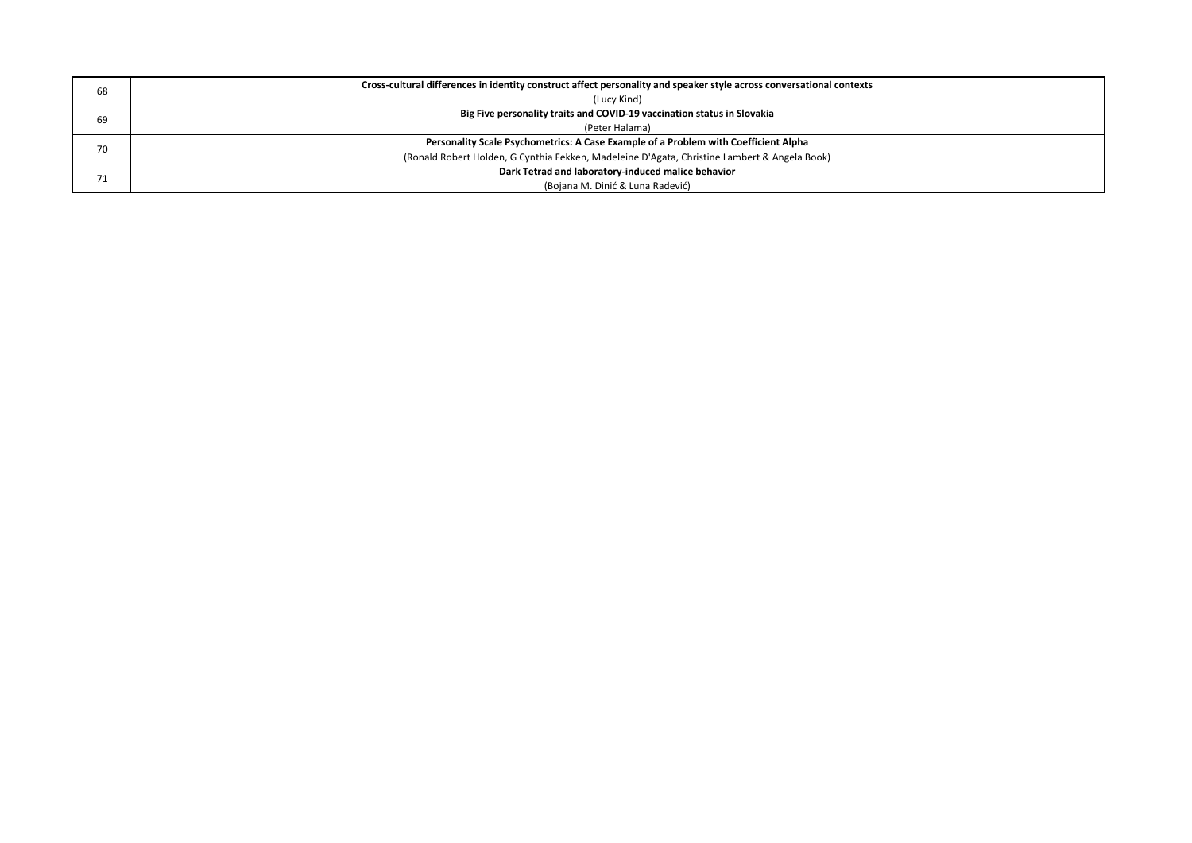| | |
|---|---|
| 68 | **Cross-cultural differences in identity construct affect personality and speaker style across conversational contexts**<br>(Lucy Kind) |
| 69 | **Big Five personality traits and COVID-19 vaccination status in Slovakia**<br>(Peter Halama) |
| 70 | **Personality Scale Psychometrics: A Case Example of a Problem with Coefficient Alpha**<br>(Ronald Robert Holden, G Cynthia Fekken, Madeleine D'Agata, Christine Lambert & Angela Book) |
| 71 | **Dark Tetrad and laboratory-induced malice behavior**<br>(Bojana M. Dinić & Luna Radević) |